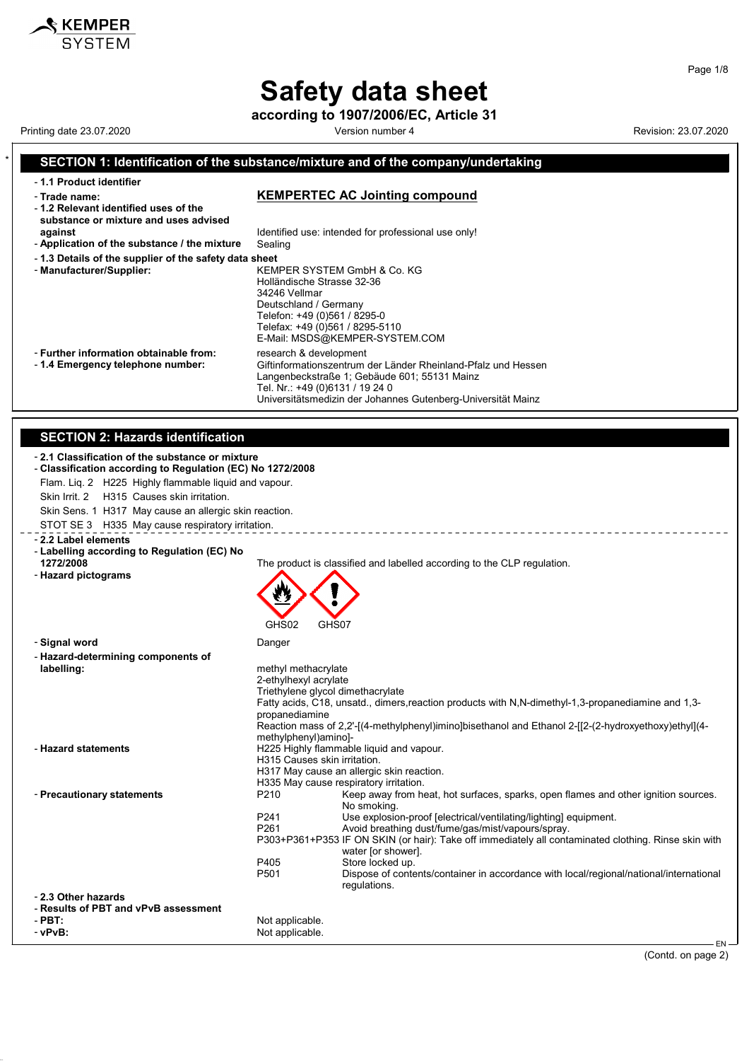# Safety data sheet

**according to 1907/2006/EC, Article 31**

Printing date 23.07.2020 | Version number 4 | Revision: 23.07.2020

## SECTION 1: Identification of the substance/mixture and of the company/undertaking

- **1.1 Product identifier**
- **Trade name:** **KEMPERTEC AC Jointing compound**
- **1.2 Relevant identified uses of the substance or mixture and uses advised against** Identified use: intended for professional use only!
- **Application of the substance / the mixture** Sealing
- **1.3 Details of the supplier of the safety data sheet**
- **Manufacturer/Supplier:**
  KEMPER SYSTEM GmbH & Co. KG
  Holländische Strasse 32-36
  34246 Vellmar
  Deutschland / Germany
  Telefon: +49 (0)561 / 8295-0
  Telefax: +49 (0)561 / 8295-5110
  E-Mail: MSDS@KEMPER-SYSTEM.COM
- **Further information obtainable from:** research & development
- **1.4 Emergency telephone number:**
  Giftinformationszentrum der Länder Rheinland-Pfalz und Hessen
  Langenbeckstraße 1; Gebäude 601; 55131 Mainz
  Tel. Nr.: +49 (0)6131 / 19 24 0
  Universitätsmedizin der Johannes Gutenberg-Universität Mainz

## SECTION 2: Hazards identification

- **2.1 Classification of the substance or mixture**
- **Classification according to Regulation (EC) No 1272/2008**

Flam. Liq. 2 H225 Highly flammable liquid and vapour.

Skin Irrit. 2 H315 Causes skin irritation.

Skin Sens. 1 H317 May cause an allergic skin reaction.

STOT SE 3 H335 May cause respiratory irritation.

- **2.2 Label elements**
- **Labelling according to Regulation (EC) No 1272/2008** The product is classified and labelled according to the CLP regulation.
- **Hazard pictograms**

GHS02 GHS07

- **Signal word** Danger
- **Hazard-determining components of labelling:**
  methyl methacrylate
  2-ethylhexyl acrylate
  Triethylene glycol dimethacrylate
  Fatty acids, C18, unsatd., dimers,reaction products with N,N-dimethyl-1,3-propanediamine and 1,3-propanediamine
  Reaction mass of 2,2'-[(4-methylphenyl)imino]bisethanol and Ethanol 2-[[2-(2-hydroxyethoxy)ethyl](4-methylphenyl)amino]-
- **Hazard statements**
  H225 Highly flammable liquid and vapour.
  H315 Causes skin irritation.
  H317 May cause an allergic skin reaction.
  H335 May cause respiratory irritation.
- **Precautionary statements**
  P210 Keep away from heat, hot surfaces, sparks, open flames and other ignition sources. No smoking.
  P241 Use explosion-proof [electrical/ventilating/lighting] equipment.
  P261 Avoid breathing dust/fume/gas/mist/vapours/spray.
  P303+P361+P353 IF ON SKIN (or hair): Take off immediately all contaminated clothing. Rinse skin with water [or shower].
  P405 Store locked up.
  P501 Dispose of contents/container in accordance with local/regional/national/international regulations.
- **2.3 Other hazards**
- **Results of PBT and vPvB assessment**
- **PBT:** Not applicable.
- **vPvB:** Not applicable.

(Contd. on page 2)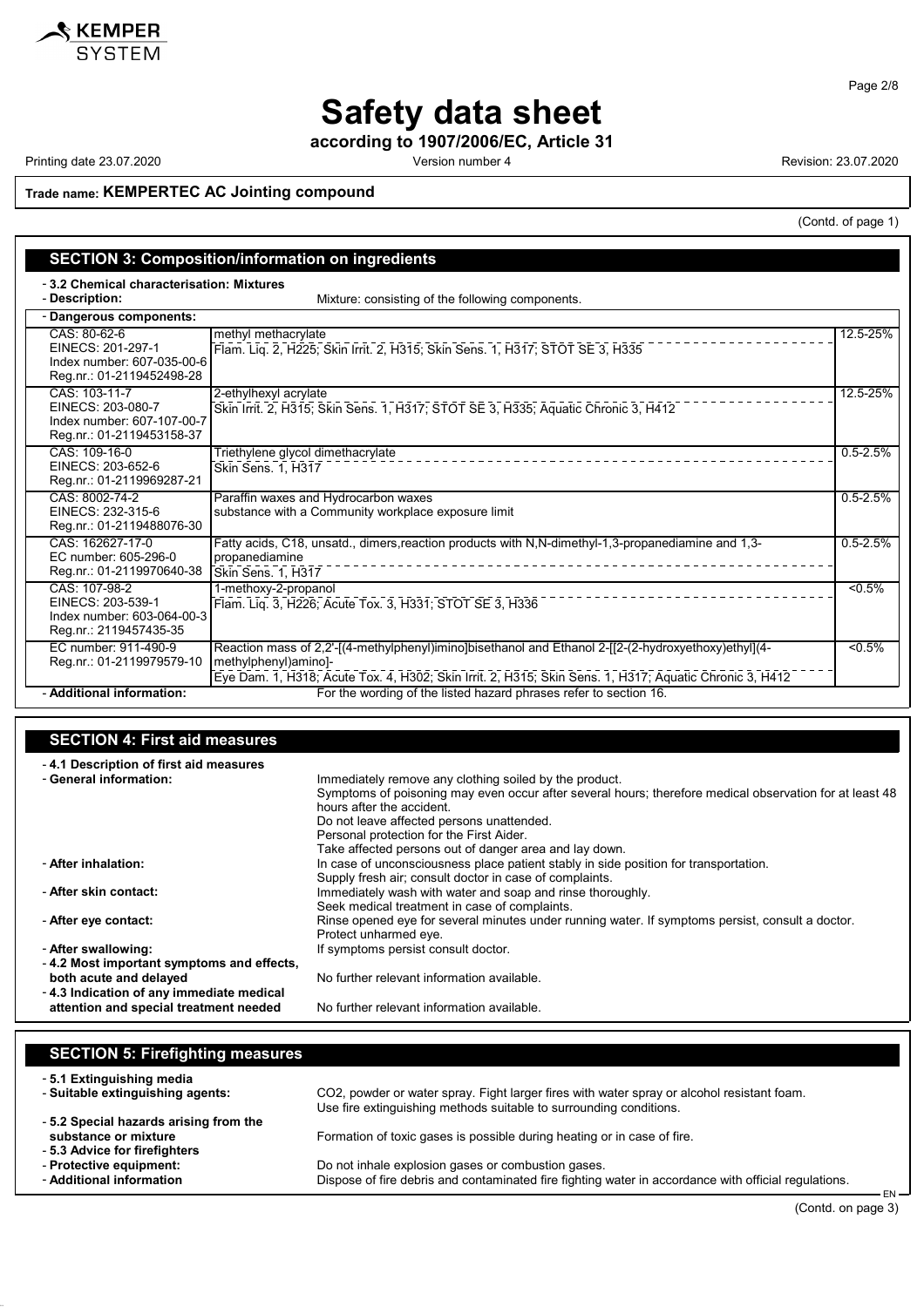# Safety data sheet

**according to 1907/2006/EC, Article 31**

Printing date 23.07.2020 Version number 4 Revision: 23.07.2020

**Trade name: KEMPERTEC AC Jointing compound**

(Contd. of page 1)

## SECTION 3: Composition/information on ingredients

- **3.2 Chemical characterisation: Mixtures**
- **Description:** Mixture: consisting of the following components.

- **Dangerous components:**

| Identifiers | Component | Concentration |
|---|---|---|
| CAS: 80-62-6<br>EINECS: 201-297-1<br>Index number: 607-035-00-6<br>Reg.nr.: 01-2119452498-28 | methyl methacrylate<br>Flam. Liq. 2, H225; Skin Irrit. 2, H315; Skin Sens. 1, H317; STOT SE 3, H335 | 12.5-25% |
| CAS: 103-11-7<br>EINECS: 203-080-7<br>Index number: 607-107-00-7<br>Reg.nr.: 01-2119453158-37 | 2-ethylhexyl acrylate<br>Skin Irrit. 2, H315; Skin Sens. 1, H317; STOT SE 3, H335; Aquatic Chronic 3, H412 | 12.5-25% |
| CAS: 109-16-0<br>EINECS: 203-652-6<br>Reg.nr.: 01-2119969287-21 | Triethylene glycol dimethacrylate<br>Skin Sens. 1, H317 | 0.5-2.5% |
| CAS: 8002-74-2<br>EINECS: 232-315-6<br>Reg.nr.: 01-2119488076-30 | Paraffin waxes and Hydrocarbon waxes<br>substance with a Community workplace exposure limit | 0.5-2.5% |
| CAS: 162627-17-0<br>EC number: 605-296-0<br>Reg.nr.: 01-2119970640-38 | Fatty acids, C18, unsatd., dimers,reaction products with N,N-dimethyl-1,3-propanediamine and 1,3-propanediamine<br>Skin Sens. 1, H317 | 0.5-2.5% |
| CAS: 107-98-2<br>EINECS: 203-539-1<br>Index number: 603-064-00-3<br>Reg.nr.: 2119457435-35 | 1-methoxy-2-propanol<br>Flam. Liq. 3, H226; Acute Tox. 3, H331; STOT SE 3, H336 | <0.5% |
| EC number: 911-490-9<br>Reg.nr.: 01-2119979579-10 | Reaction mass of 2,2'-[(4-methylphenyl)imino]bisethanol and Ethanol 2-[[2-(2-hydroxyethoxy)ethyl](4-methylphenyl)amino]-<br>Eye Dam. 1, H318; Acute Tox. 4, H302; Skin Irrit. 2, H315; Skin Sens. 1, H317; Aquatic Chronic 3, H412 | <0.5% |

- **Additional information:** For the wording of the listed hazard phrases refer to section 16.

## SECTION 4: First aid measures

- **4.1 Description of first aid measures**
- **General information:** Immediately remove any clothing soiled by the product.
  Symptoms of poisoning may even occur after several hours; therefore medical observation for at least 48 hours after the accident.
  Do not leave affected persons unattended.
  Personal protection for the First Aider.
  Take affected persons out of danger area and lay down.
- **After inhalation:** In case of unconsciousness place patient stably in side position for transportation.
  Supply fresh air; consult doctor in case of complaints.
- **After skin contact:** Immediately wash with water and soap and rinse thoroughly.
  Seek medical treatment in case of complaints.
- **After eye contact:** Rinse opened eye for several minutes under running water. If symptoms persist, consult a doctor.
  Protect unharmed eye.
- **After swallowing:** If symptoms persist consult doctor.
- **4.2 Most important symptoms and effects, both acute and delayed** No further relevant information available.
- **4.3 Indication of any immediate medical attention and special treatment needed** No further relevant information available.

## SECTION 5: Firefighting measures

- **5.1 Extinguishing media**
- **Suitable extinguishing agents:** $CO_2$, powder or water spray. Fight larger fires with water spray or alcohol resistant foam.
  Use fire extinguishing methods suitable to surrounding conditions.
- **5.2 Special hazards arising from the substance or mixture** Formation of toxic gases is possible during heating or in case of fire.
- **5.3 Advice for firefighters**
- **Protective equipment:** Do not inhale explosion gases or combustion gases.
- **Additional information** Dispose of fire debris and contaminated fire fighting water in accordance with official regulations.

(Contd. on page 3)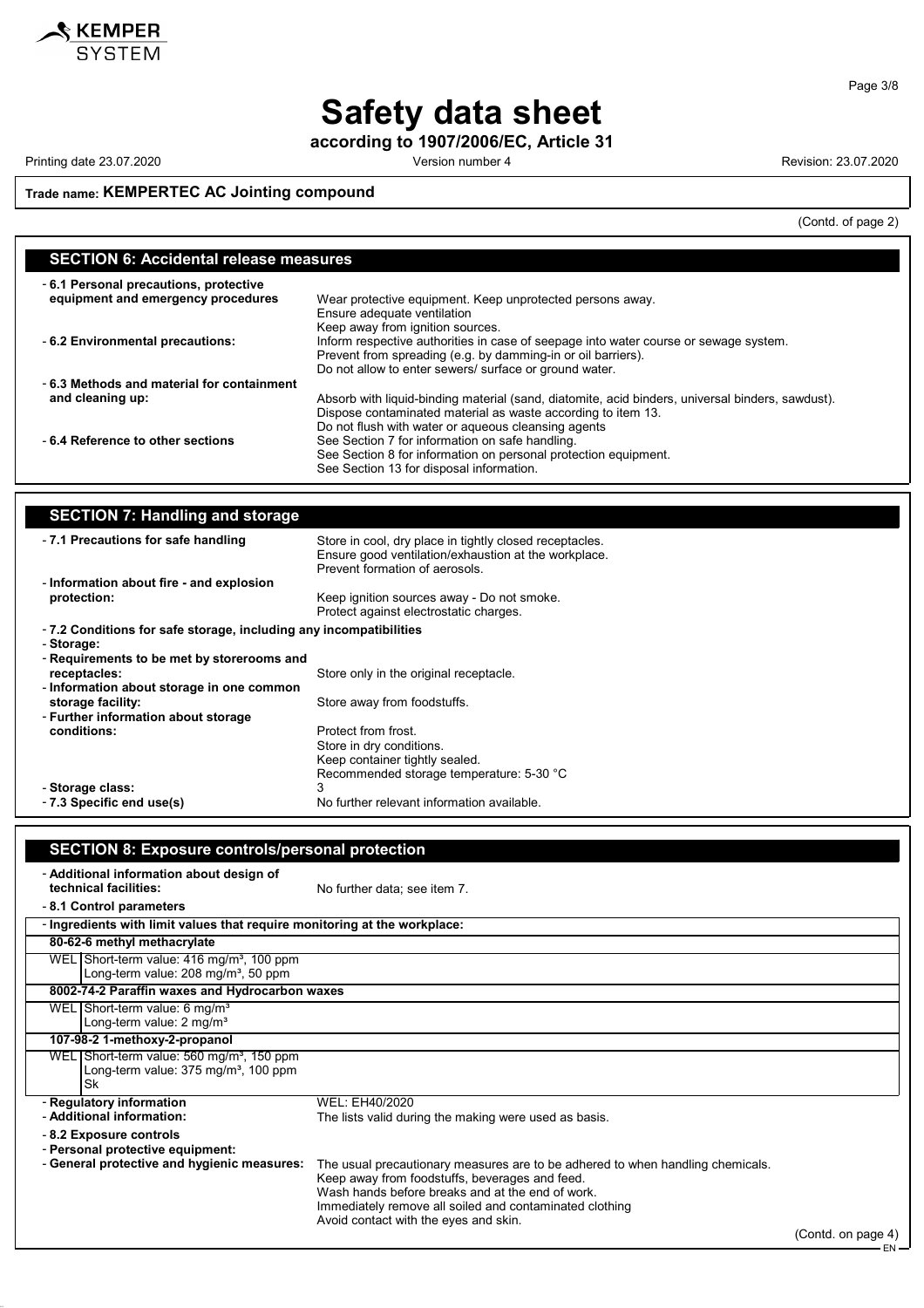# Safety data sheet

**according to 1907/2006/EC, Article 31**

Printing date 23.07.2020 Version number 4 Revision: 23.07.2020

**Trade name: KEMPERTEC AC Jointing compound**

(Contd. of page 2)

## SECTION 6: Accidental release measures

- **6.1 Personal precautions, protective equipment and emergency procedures** Wear protective equipment. Keep unprotected persons away.
  Ensure adequate ventilation
  Keep away from ignition sources.
- **6.2 Environmental precautions:** Inform respective authorities in case of seepage into water course or sewage system.
  Prevent from spreading (e.g. by damming-in or oil barriers).
  Do not allow to enter sewers/ surface or ground water.
- **6.3 Methods and material for containment and cleaning up:** Absorb with liquid-binding material (sand, diatomite, acid binders, universal binders, sawdust).
  Dispose contaminated material as waste according to item 13.
  Do not flush with water or aqueous cleansing agents
- **6.4 Reference to other sections** See Section 7 for information on safe handling.
  See Section 8 for information on personal protection equipment.
  See Section 13 for disposal information.

## SECTION 7: Handling and storage

- **7.1 Precautions for safe handling** Store in cool, dry place in tightly closed receptacles.
  Ensure good ventilation/exhaustion at the workplace.
  Prevent formation of aerosols.
- **Information about fire - and explosion protection:** Keep ignition sources away - Do not smoke.
  Protect against electrostatic charges.
- **7.2 Conditions for safe storage, including any incompatibilities**
- **Storage:**
- **Requirements to be met by storerooms and receptacles:** Store only in the original receptacle.
- **Information about storage in one common storage facility:** Store away from foodstuffs.
- **Further information about storage conditions:** Protect from frost.
  Store in dry conditions.
  Keep container tightly sealed.
  Recommended storage temperature: 5-30 °C
- **Storage class:** 3
- **7.3 Specific end use(s)** No further relevant information available.

## SECTION 8: Exposure controls/personal protection

- **Additional information about design of technical facilities:** No further data; see item 7.
- **8.1 Control parameters**

| - Ingredients with limit values that require monitoring at the workplace: | |
|---|---|
| **80-62-6 methyl methacrylate** | |
| WEL | Short-term value: 416 mg/m³, 100 ppm<br>Long-term value: 208 mg/m³, 50 ppm |
| **8002-74-2 Paraffin waxes and Hydrocarbon waxes** | |
| WEL | Short-term value: 6 mg/m³<br>Long-term value: 2 mg/m³ |
| **107-98-2 1-methoxy-2-propanol** | |
| WEL | Short-term value: 560 mg/m³, 150 ppm<br>Long-term value: 375 mg/m³, 100 ppm<br>Sk |

- **Regulatory information** WEL: EH40/2020
- **Additional information:** The lists valid during the making were used as basis.
- **8.2 Exposure controls**
- **Personal protective equipment:**
- **General protective and hygienic measures:** The usual precautionary measures are to be adhered to when handling chemicals.
  Keep away from foodstuffs, beverages and feed.
  Wash hands before breaks and at the end of work.
  Immediately remove all soiled and contaminated clothing
  Avoid contact with the eyes and skin.

(Contd. on page 4)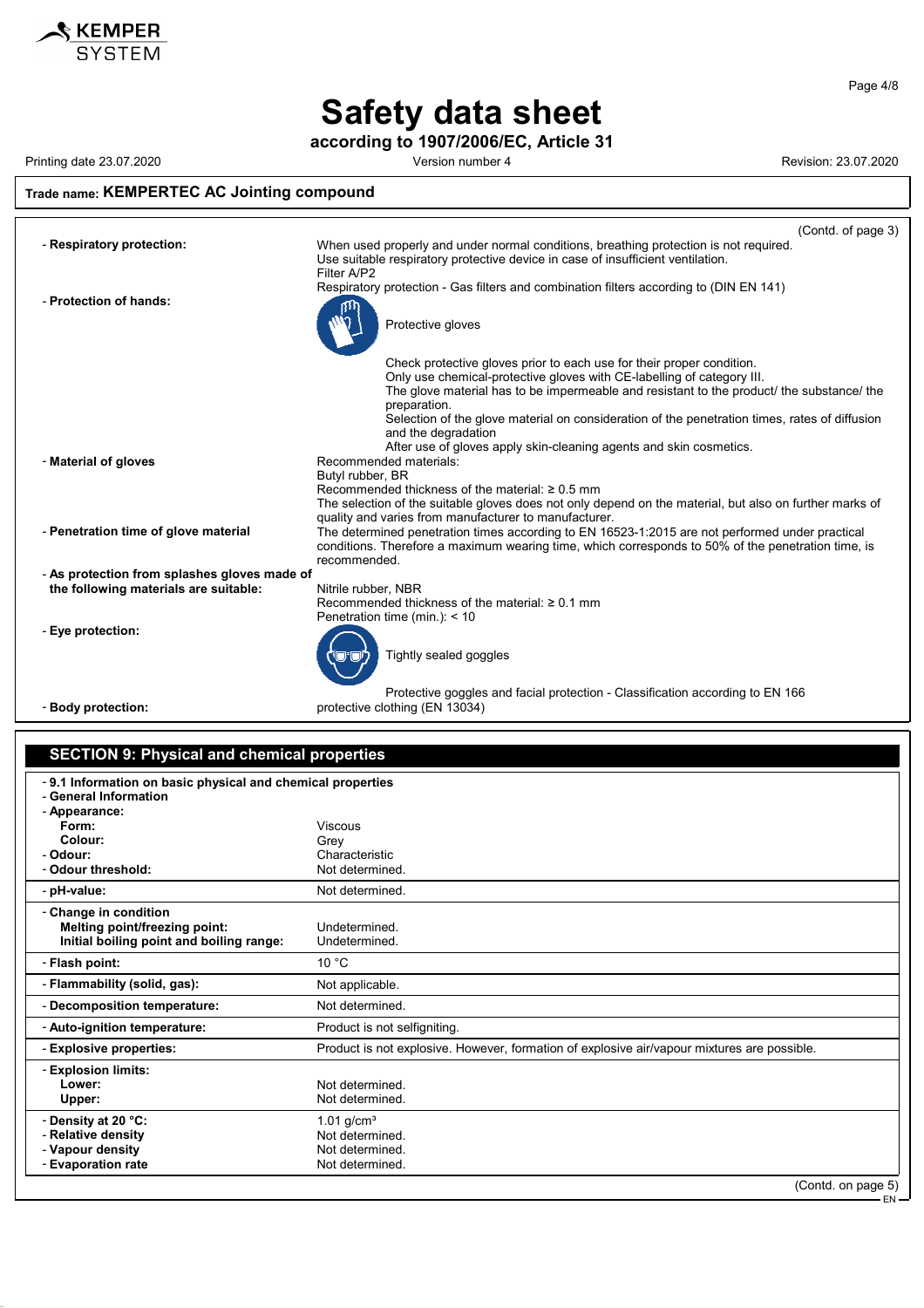# Safety data sheet

**according to 1907/2006/EC, Article 31**

Printing date 23.07.2020 Version number 4 Revision: 23.07.2020

**Trade name: KEMPERTEC AC Jointing compound**

(Contd. of page 3)

- **Respiratory protection:** When used properly and under normal conditions, breathing protection is not required.
  Use suitable respiratory protective device in case of insufficient ventilation.
  Filter A/P2
  Respiratory protection - Gas filters and combination filters according to (DIN EN 141)
- **Protection of hands:**
  Protective gloves
  Check protective gloves prior to each use for their proper condition.
  Only use chemical-protective gloves with CE-labelling of category III.
  The glove material has to be impermeable and resistant to the product/ the substance/ the preparation.
  Selection of the glove material on consideration of the penetration times, rates of diffusion and the degradation
  After use of gloves apply skin-cleaning agents and skin cosmetics.
- **Material of gloves** Recommended materials:
  Butyl rubber, BR
  Recommended thickness of the material: ≥ 0.5 mm
  The selection of the suitable gloves does not only depend on the material, but also on further marks of quality and varies from manufacturer to manufacturer.
- **Penetration time of glove material** The determined penetration times according to EN 16523-1:2015 are not performed under practical conditions. Therefore a maximum wearing time, which corresponds to 50% of the penetration time, is recommended.
- **As protection from splashes gloves made of the following materials are suitable:**
  Nitrile rubber, NBR
  Recommended thickness of the material: ≥ 0.1 mm
  Penetration time (min.): < 10
- **Eye protection:**
  Tightly sealed goggles
  Protective goggles and facial protection - Classification according to EN 166
- **Body protection:** protective clothing (EN 13034)

## SECTION 9: Physical and chemical properties

- **9.1 Information on basic physical and chemical properties**
- **General Information**
- **Appearance:**
  - **Form:** Viscous
  - **Colour:** Grey
- **Odour:** Characteristic
- **Odour threshold:** Not determined.
- **pH-value:** Not determined.
- **Change in condition**
  - **Melting point/freezing point:** Undetermined.
  - **Initial boiling point and boiling range:** Undetermined.
- **Flash point:** 10 °C
- **Flammability (solid, gas):** Not applicable.
- **Decomposition temperature:** Not determined.
- **Auto-ignition temperature:** Product is not selfigniting.
- **Explosive properties:** Product is not explosive. However, formation of explosive air/vapour mixtures are possible.
- **Explosion limits:**
  - **Lower:** Not determined.
  - **Upper:** Not determined.
- **Density at 20 °C:** 1.01 g/cm³
- **Relative density** Not determined.
- **Vapour density** Not determined.
- **Evaporation rate** Not determined.

(Contd. on page 5)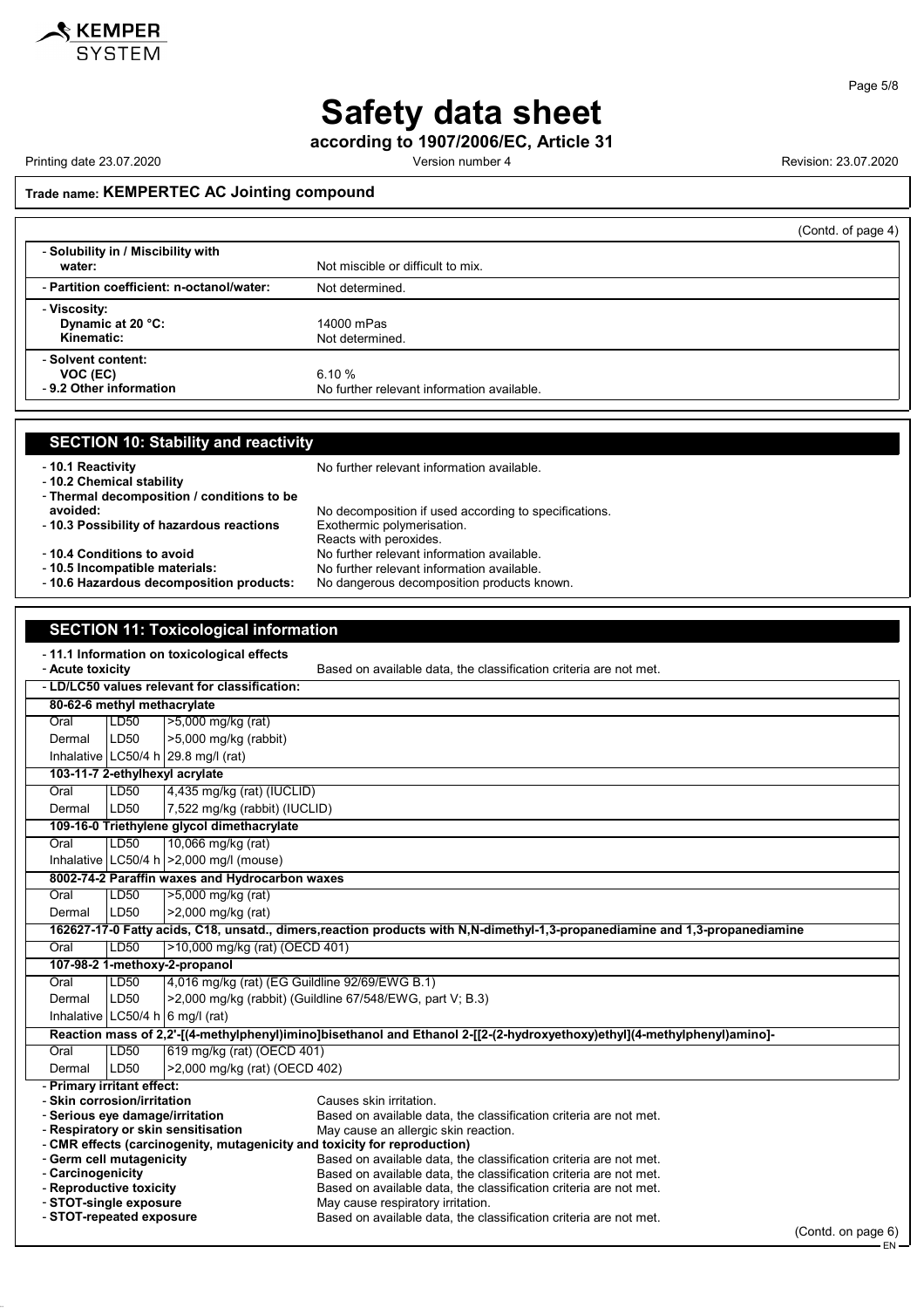**Trade name: KEMPERTEC AC Jointing compound**

(Contd. of page 4)

- **Solubility in / Miscibility with water:** Not miscible or difficult to mix.
- **Partition coefficient: n-octanol/water:** Not determined.
- **Viscosity:**
  - **Dynamic at 20 °C:** 14000 mPas
  - **Kinematic:** Not determined.
- **Solvent content:**
  - **VOC (EC)** 6.10 %
- **9.2 Other information** No further relevant information available.

## SECTION 10: Stability and reactivity

- **10.1 Reactivity** No further relevant information available.
- **10.2 Chemical stability**
- **Thermal decomposition / conditions to be avoided:** No decomposition if used according to specifications.
- **10.3 Possibility of hazardous reactions** Exothermic polymerisation. Reacts with peroxides.
- **10.4 Conditions to avoid** No further relevant information available.
- **10.5 Incompatible materials:** No further relevant information available.
- **10.6 Hazardous decomposition products:** No dangerous decomposition products known.

## SECTION 11: Toxicological information

- **11.1 Information on toxicological effects**
- **Acute toxicity** Based on available data, the classification criteria are not met.

| - LD/LC50 values relevant for classification: | | |
|---|---|---|
| **80-62-6 methyl methacrylate** | | |
| Oral | LD50 | >5,000 mg/kg (rat) |
| Dermal | LD50 | >5,000 mg/kg (rabbit) |
| Inhalative | LC50/4 h | 29.8 mg/l (rat) |
| **103-11-7 2-ethylhexyl acrylate** | | |
| Oral | LD50 | 4,435 mg/kg (rat) (IUCLID) |
| Dermal | LD50 | 7,522 mg/kg (rabbit) (IUCLID) |
| **109-16-0 Triethylene glycol dimethacrylate** | | |
| Oral | LD50 | 10,066 mg/kg (rat) |
| Inhalative | LC50/4 h | >2,000 mg/l (mouse) |
| **8002-74-2 Paraffin waxes and Hydrocarbon waxes** | | |
| Oral | LD50 | >5,000 mg/kg (rat) |
| Dermal | LD50 | >2,000 mg/kg (rat) |
| **162627-17-0 Fatty acids, C18, unsatd., dimers,reaction products with N,N-dimethyl-1,3-propanediamine and 1,3-propanediamine** | | |
| Oral | LD50 | >10,000 mg/kg (rat) (OECD 401) |
| **107-98-2 1-methoxy-2-propanol** | | |
| Oral | LD50 | 4,016 mg/kg (rat) (EG Guildline 92/69/EWG B.1) |
| Dermal | LD50 | >2,000 mg/kg (rabbit) (Guildline 67/548/EWG, part V; B.3) |
| Inhalative | LC50/4 h | 6 mg/l (rat) |
| **Reaction mass of 2,2'-[(4-methylphenyl)imino]bisethanol and Ethanol 2-[[2-(2-hydroxyethoxy)ethyl](4-methylphenyl)amino]-** | | |
| Oral | LD50 | 619 mg/kg (rat) (OECD 401) |
| Dermal | LD50 | >2,000 mg/kg (rat) (OECD 402) |

- **Primary irritant effect:**
- **Skin corrosion/irritation** Causes skin irritation.
- **Serious eye damage/irritation** Based on available data, the classification criteria are not met.
- **Respiratory or skin sensitisation** May cause an allergic skin reaction.
- **CMR effects (carcinogenity, mutagenicity and toxicity for reproduction)**
- **Germ cell mutagenicity** Based on available data, the classification criteria are not met.
- **Carcinogenicity** Based on available data, the classification criteria are not met.
- **Reproductive toxicity** Based on available data, the classification criteria are not met.
- **STOT-single exposure** May cause respiratory irritation.
- **STOT-repeated exposure** Based on available data, the classification criteria are not met.

(Contd. on page 6)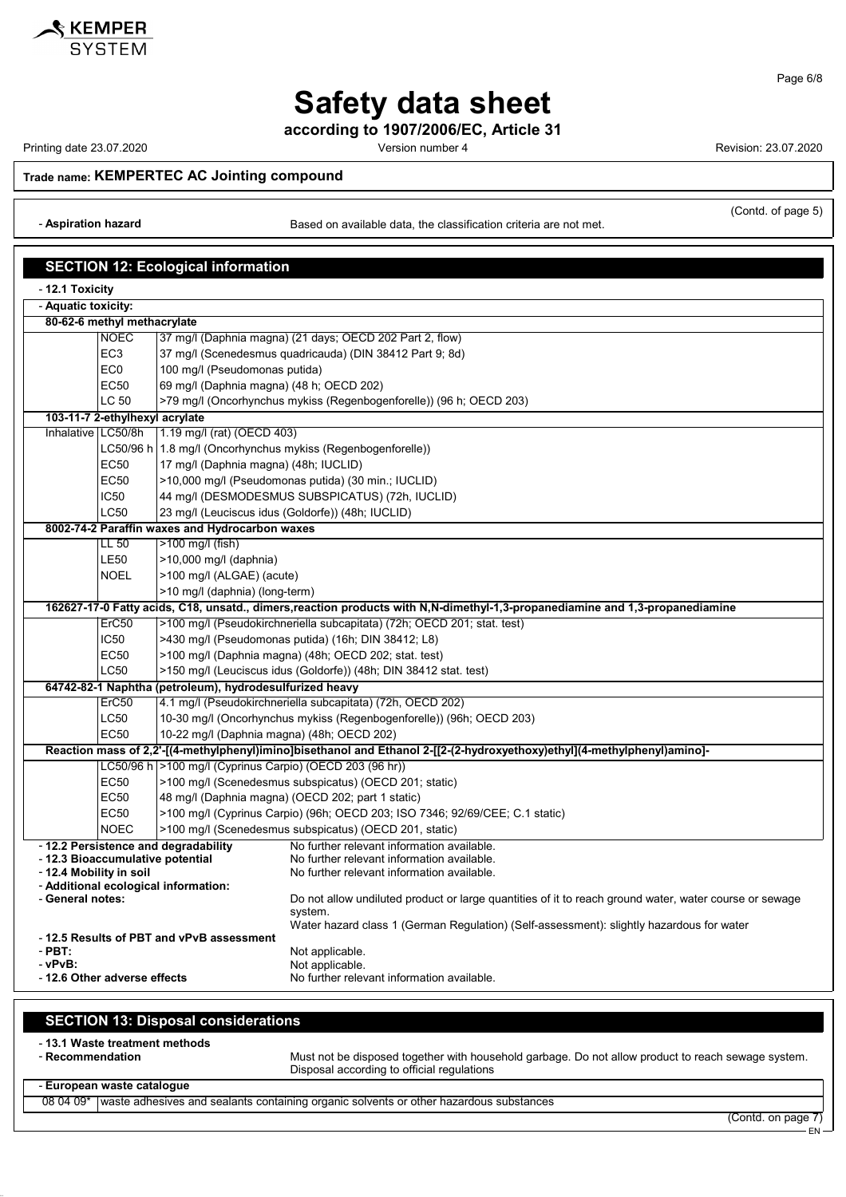# Safety data sheet

**according to 1907/2006/EC, Article 31**

Printing date 23.07.2020 | Version number 4 | Revision: 23.07.2020

**Trade name: KEMPERTEC AC Jointing compound**

(Contd. of page 5)

- **Aspiration hazard** Based on available data, the classification criteria are not met.

## SECTION 12: Ecological information

- **12.1 Toxicity**
- **Aquatic toxicity:**

| | | |
|---|---|---|
| **80-62-6 methyl methacrylate** | | |
| | NOEC | 37 mg/l (Daphnia magna) (21 days; OECD 202 Part 2, flow) |
| | EC3 | 37 mg/l (Scenedesmus quadricauda) (DIN 38412 Part 9; 8d) |
| | EC0 | 100 mg/l (Pseudomonas putida) |
| | EC50 | 69 mg/l (Daphnia magna) (48 h; OECD 202) |
| | LC 50 | >79 mg/l (Oncorhynchus mykiss (Regenbogenforelle)) (96 h; OECD 203) |
| **103-11-7 2-ethylhexyl acrylate** | | |
| Inhalative | LC50/8h | 1.19 mg/l (rat) (OECD 403) |
| | LC50/96 h | 1.8 mg/l (Oncorhynchus mykiss (Regenbogenforelle)) |
| | EC50 | 17 mg/l (Daphnia magna) (48h; IUCLID) |
| | EC50 | >10,000 mg/l (Pseudomonas putida) (30 min.; IUCLID) |
| | IC50 | 44 mg/l (DESMODESMUS SUBSPICATUS) (72h, IUCLID) |
| | LC50 | 23 mg/l (Leuciscus idus (Goldorfe)) (48h; IUCLID) |
| **8002-74-2 Paraffin waxes and Hydrocarbon waxes** | | |
| | LL 50 | >100 mg/l (fish) |
| | LE50 | >10,000 mg/l (daphnia) |
| | NOEL | >100 mg/l (ALGAE) (acute) |
| | | >10 mg/l (daphnia) (long-term) |
| **162627-17-0 Fatty acids, C18, unsatd., dimers,reaction products with N,N-dimethyl-1,3-propanediamine and 1,3-propanediamine** | | |
| | ErC50 | >100 mg/l (Pseudokirchneriella subcapitata) (72h; OECD 201; stat. test) |
| | IC50 | >430 mg/l (Pseudomonas putida) (16h; DIN 38412; L8) |
| | EC50 | >100 mg/l (Daphnia magna) (48h; OECD 202; stat. test) |
| | LC50 | >150 mg/l (Leuciscus idus (Goldorfe)) (48h; DIN 38412 stat. test) |
| **64742-82-1 Naphtha (petroleum), hydrodesulfurized heavy** | | |
| | ErC50 | 4.1 mg/l (Pseudokirchneriella subcapitata) (72h, OECD 202) |
| | LC50 | 10-30 mg/l (Oncorhynchus mykiss (Regenbogenforelle)) (96h; OECD 203) |
| | EC50 | 10-22 mg/l (Daphnia magna) (48h; OECD 202) |
| **Reaction mass of 2,2'-[(4-methylphenyl)imino]bisethanol and Ethanol 2-[[2-(2-hydroxyethoxy)ethyl](4-methylphenyl)amino]-** | | |
| | LC50/96 h | >100 mg/l (Cyprinus Carpio) (OECD 203 (96 hr)) |
| | EC50 | >100 mg/l (Scenedesmus subspicatus) (OECD 201; static) |
| | EC50 | 48 mg/l (Daphnia magna) (OECD 202; part 1 static) |
| | EC50 | >100 mg/l (Cyprinus Carpio) (96h; OECD 203; ISO 7346; 92/69/CEE; C.1 static) |
| | NOEC | >100 mg/l (Scenedesmus subspicatus) (OECD 201, static) |

- **12.2 Persistence and degradability** No further relevant information available.
- **12.3 Bioaccumulative potential** No further relevant information available.
- **12.4 Mobility in soil** No further relevant information available.
- **Additional ecological information:**
- **General notes:** Do not allow undiluted product or large quantities of it to reach ground water, water course or sewage system.
  Water hazard class 1 (German Regulation) (Self-assessment): slightly hazardous for water
- **12.5 Results of PBT and vPvB assessment**
- **PBT:** Not applicable.
- **vPvB:** Not applicable.
- **12.6 Other adverse effects** No further relevant information available.

## SECTION 13: Disposal considerations

- **13.1 Waste treatment methods**
- **Recommendation** Must not be disposed together with household garbage. Do not allow product to reach sewage system. Disposal according to official regulations

| - **European waste catalogue** | |
|---|---|
| 08 04 09* | waste adhesives and sealants containing organic solvents or other hazardous substances |

(Contd. on page 7)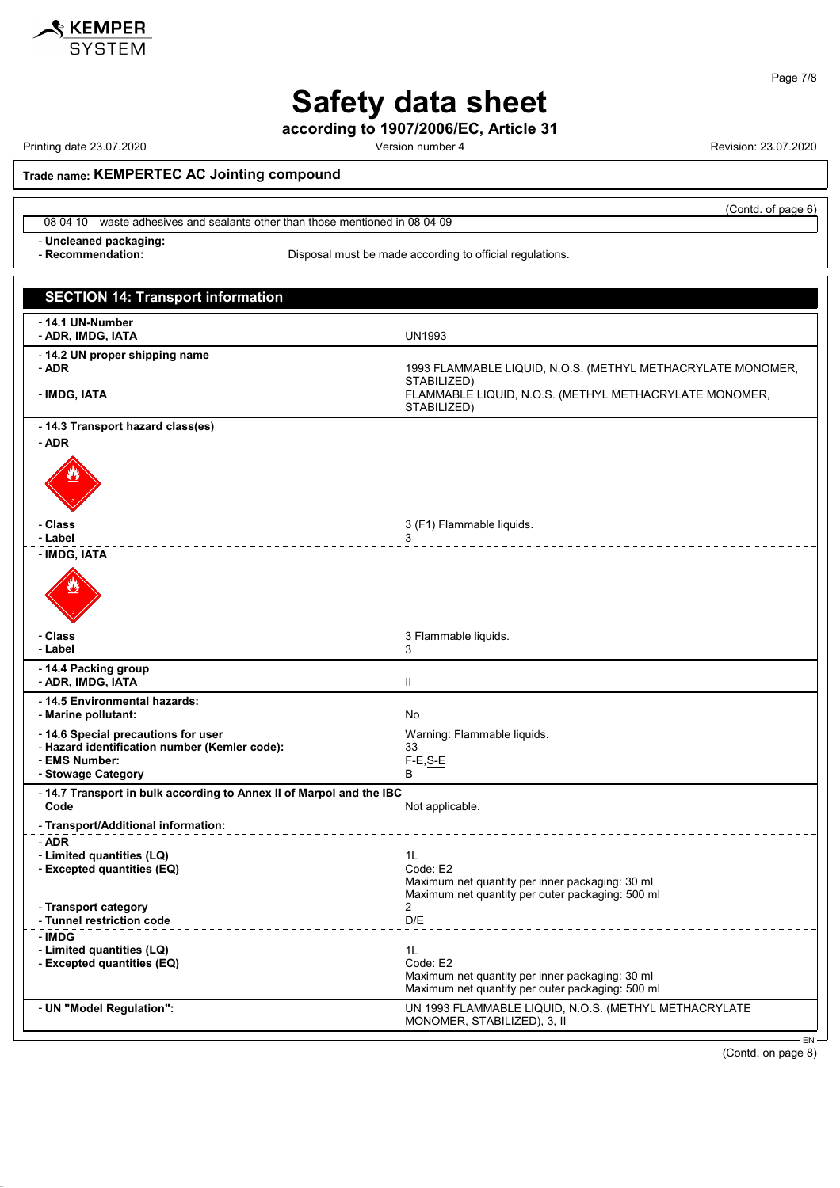**Trade name: KEMPERTEC AC Jointing compound**

(Contd. of page 6)

| | |
|---|---|
| 08 04 10 | waste adhesives and sealants other than those mentioned in 08 04 09 |

- **Uncleaned packaging:**
- **Recommendation:** Disposal must be made according to official regulations.

## SECTION 14: Transport information

| | |
|---|---|
| - **14.1 UN-Number** | |
| - **ADR, IMDG, IATA** | UN1993 |
| - **14.2 UN proper shipping name** | |
| - **ADR** | 1993 FLAMMABLE LIQUID, N.O.S. (METHYL METHACRYLATE MONOMER, STABILIZED) |
| - **IMDG, IATA** | FLAMMABLE LIQUID, N.O.S. (METHYL METHACRYLATE MONOMER, STABILIZED) |
| - **14.3 Transport hazard class(es)** | |
| - **ADR** | |
| - **Class** | 3 (F1) Flammable liquids. |
| - **Label** | 3 |
| - **IMDG, IATA** | |
| - **Class** | 3 Flammable liquids. |
| - **Label** | 3 |
| - **14.4 Packing group** | |
| - **ADR, IMDG, IATA** | II |
| - **14.5 Environmental hazards:** | |
| - **Marine pollutant:** | No |
| - **14.6 Special precautions for user** | Warning: Flammable liquids. |
| - **Hazard identification number (Kemler code):** | 33 |
| - **EMS Number:** | F-E,S-E |
| - **Stowage Category** | B |
| - **14.7 Transport in bulk according to Annex II of Marpol and the IBC Code** | Not applicable. |
| - **Transport/Additional information:** | |
| - **ADR** | |
| - **Limited quantities (LQ)** | 1L |
| - **Excepted quantities (EQ)** | Code: E2<br>Maximum net quantity per inner packaging: 30 ml<br>Maximum net quantity per outer packaging: 500 ml |
| - **Transport category** | 2 |
| - **Tunnel restriction code** | D/E |
| - **IMDG** | |
| - **Limited quantities (LQ)** | 1L |
| - **Excepted quantities (EQ)** | Code: E2<br>Maximum net quantity per inner packaging: 30 ml<br>Maximum net quantity per outer packaging: 500 ml |
| - **UN "Model Regulation":** | UN 1993 FLAMMABLE LIQUID, N.O.S. (METHYL METHACRYLATE MONOMER, STABILIZED), 3, II |

(Contd. on page 8)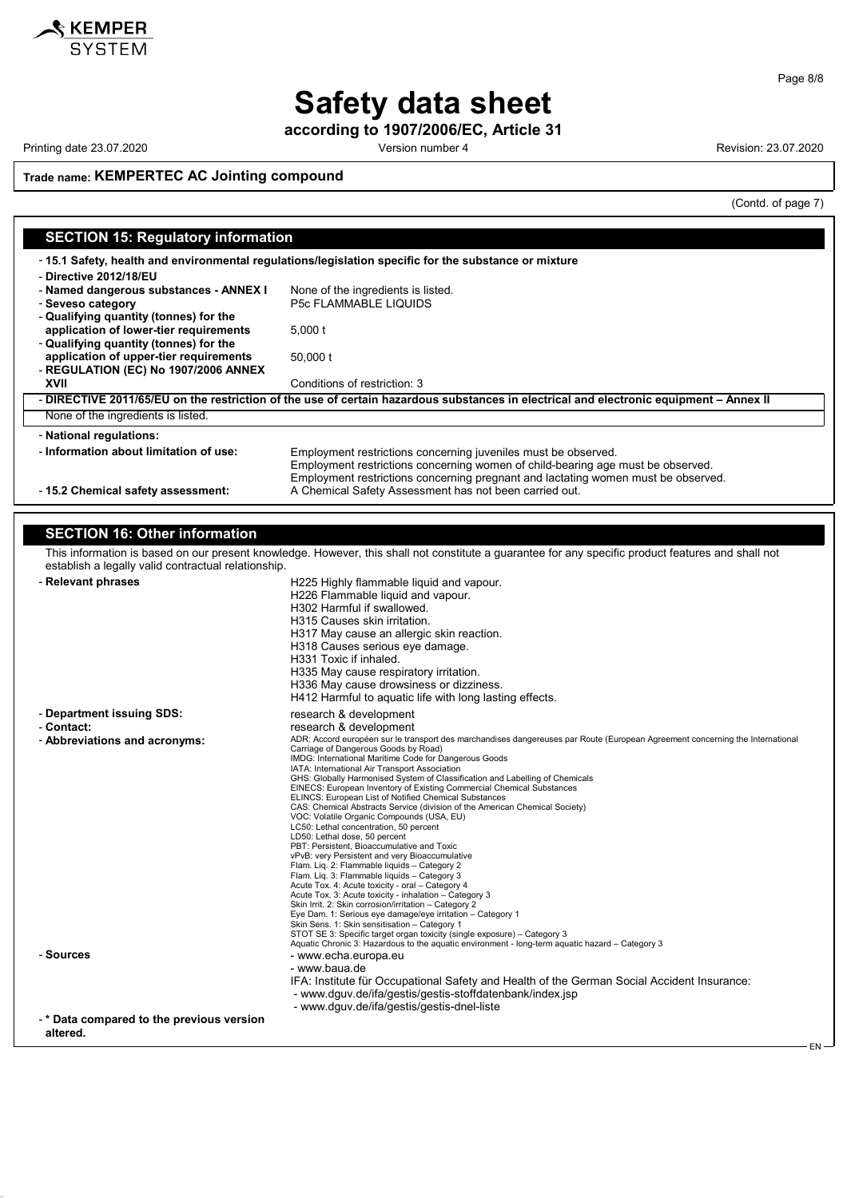# Safety data sheet

**according to 1907/2006/EC, Article 31**

Printing date 23.07.2020 Version number 4 Revision: 23.07.2020

**Trade name: KEMPERTEC AC Jointing compound**

(Contd. of page 7)

## SECTION 15: Regulatory information

- **15.1 Safety, health and environmental regulations/legislation specific for the substance or mixture**
- **Directive 2012/18/EU**
- **Named dangerous substances - ANNEX I** None of the ingredients is listed.
- **Seveso category** P5c FLAMMABLE LIQUIDS
- **Qualifying quantity (tonnes) for the application of lower-tier requirements** 5,000 t
- **Qualifying quantity (tonnes) for the application of upper-tier requirements** 50,000 t
- **REGULATION (EC) No 1907/2006 ANNEX XVII** Conditions of restriction: 3

- **DIRECTIVE 2011/65/EU on the restriction of the use of certain hazardous substances in electrical and electronic equipment – Annex II**

None of the ingredients is listed.

- **National regulations:**
- **Information about limitation of use:** Employment restrictions concerning juveniles must be observed. Employment restrictions concerning women of child-bearing age must be observed. Employment restrictions concerning pregnant and lactating women must be observed.
- **15.2 Chemical safety assessment:** A Chemical Safety Assessment has not been carried out.

## SECTION 16: Other information

This information is based on our present knowledge. However, this shall not constitute a guarantee for any specific product features and shall not establish a legally valid contractual relationship.

- **Relevant phrases**

H225 Highly flammable liquid and vapour.
H226 Flammable liquid and vapour.
H302 Harmful if swallowed.
H315 Causes skin irritation.
H317 May cause an allergic skin reaction.
H318 Causes serious eye damage.
H331 Toxic if inhaled.
H335 May cause respiratory irritation.
H336 May cause drowsiness or dizziness.
H412 Harmful to aquatic life with long lasting effects.

- **Department issuing SDS:** research & development
- **Contact:** research & development
- **Abbreviations and acronyms:**

ADR: Accord européen sur le transport des marchandises dangereuses par Route (European Agreement concerning the International Carriage of Dangerous Goods by Road)
IMDG: International Maritime Code for Dangerous Goods
IATA: International Air Transport Association
GHS: Globally Harmonised System of Classification and Labelling of Chemicals
EINECS: European Inventory of Existing Commercial Chemical Substances
ELINCS: European List of Notified Chemical Substances
CAS: Chemical Abstracts Service (division of the American Chemical Society)
VOC: Volatile Organic Compounds (USA, EU)
LC50: Lethal concentration, 50 percent
LD50: Lethal dose, 50 percent
PBT: Persistent, Bioaccumulative and Toxic
vPvB: very Persistent and very Bioaccumulative
Flam. Liq. 2: Flammable liquids – Category 2
Flam. Liq. 3: Flammable liquids – Category 3
Acute Tox. 4: Acute toxicity - oral – Category 4
Acute Tox. 3: Acute toxicity - inhalation – Category 3
Skin Irrit. 2: Skin corrosion/irritation – Category 2
Eye Dam. 1: Serious eye damage/eye irritation – Category 1
Skin Sens. 1: Skin sensitisation – Category 1
STOT SE 3: Specific target organ toxicity (single exposure) – Category 3
Aquatic Chronic 3: Hazardous to the aquatic environment - long-term aquatic hazard – Category 3

- **Sources**

- www.echa.europa.eu
- www.baua.de

IFA: Institute für Occupational Safety and Health of the German Social Accident Insurance:
- www.dguv.de/ifa/gestis/gestis-stoffdatenbank/index.jsp
- www.dguv.de/ifa/gestis/gestis-dnel-liste

- *** Data compared to the previous version altered.**